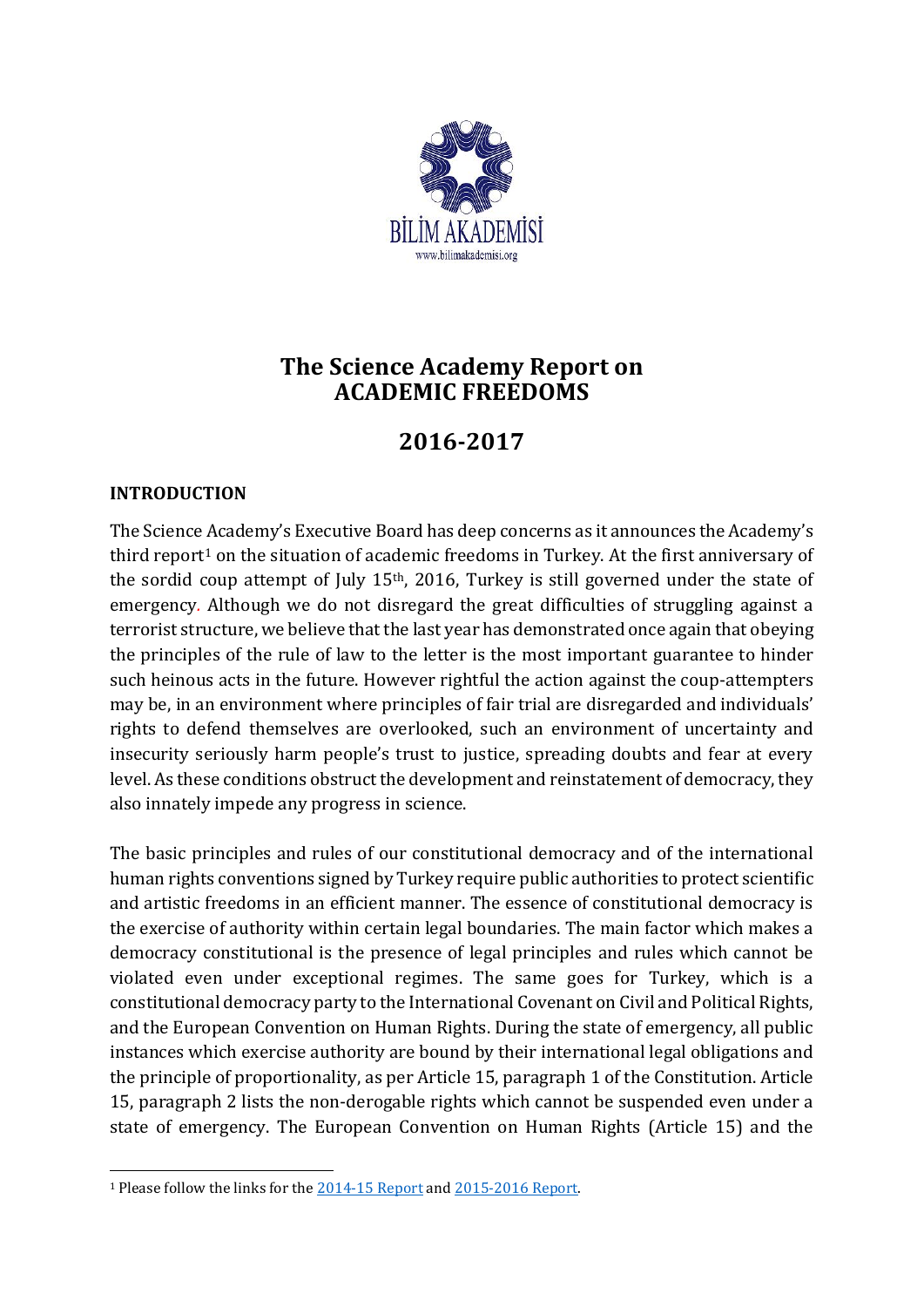# The Science Academy Report on ACADEMIC FREEDOMS

# 2016-2017

## INTRODUCTION

The Science Academy's Executive Board has deep concerns as it announces the Academy's third report[1] on the situation of academic freedoms in Turkey. At the first anniversary of the sordid coup attempt of July 15th, 2016, Turkey is still governed under the state of emergency. Although we do not disregard the great difficulties of struggling against a terrorist structure, we believe that the last year has demonstrated once again that obeying the principles of the rule of law to the letter is the most important guarantee to hinder such heinous acts in the future. However rightful the action against the coup-attempters may be, in an environment where principles of fair trial are disregarded and individuals' rights to defend themselves are overlooked, such an environment of uncertainty and insecurity seriously harm people's trust to justice, spreading doubts and fear at every level. As these conditions obstruct the development and reinstatement of democracy, they also innately impede any progress in science.

The basic principles and rules of our constitutional democracy and of the international human rights conventions signed by Turkey require public authorities to protect scientific and artistic freedoms in an efficient manner. The essence of constitutional democracy is the exercise of authority within certain legal boundaries. The main factor which makes a democracy constitutional is the presence of legal principles and rules which cannot be violated even under exceptional regimes. The same goes for Turkey, which is a constitutional democracy party to the International Covenant on Civil and Political Rights, and the European Convention on Human Rights. During the state of emergency, all public instances which exercise authority are bound by their international legal obligations and the principle of proportionality, as per Article 15, paragraph 1 of the Constitution. Article 15, paragraph 2 lists the non-derogable rights which cannot be suspended even under a state of emergency. The European Convention on Human Rights (Article 15) and the

[1] Please follow the links for the 2014-15 Report and 2015-2016 Report.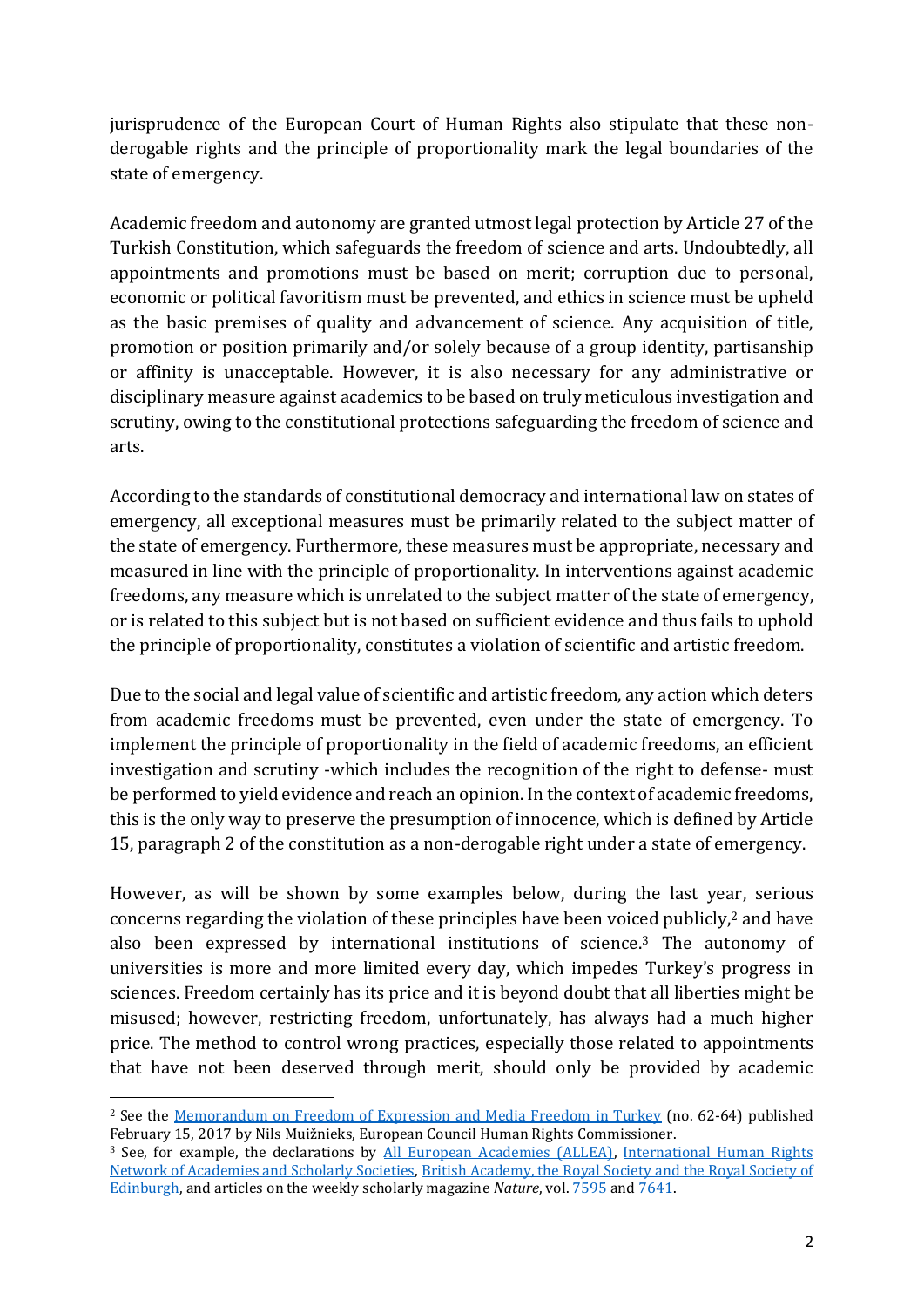jurisprudence of the European Court of Human Rights also stipulate that these non-derogable rights and the principle of proportionality mark the legal boundaries of the state of emergency.

Academic freedom and autonomy are granted utmost legal protection by Article 27 of the Turkish Constitution, which safeguards the freedom of science and arts. Undoubtedly, all appointments and promotions must be based on merit; corruption due to personal, economic or political favoritism must be prevented, and ethics in science must be upheld as the basic premises of quality and advancement of science. Any acquisition of title, promotion or position primarily and/or solely because of a group identity, partisanship or affinity is unacceptable. However, it is also necessary for any administrative or disciplinary measure against academics to be based on truly meticulous investigation and scrutiny, owing to the constitutional protections safeguarding the freedom of science and arts.

According to the standards of constitutional democracy and international law on states of emergency, all exceptional measures must be primarily related to the subject matter of the state of emergency. Furthermore, these measures must be appropriate, necessary and measured in line with the principle of proportionality. In interventions against academic freedoms, any measure which is unrelated to the subject matter of the state of emergency, or is related to this subject but is not based on sufficient evidence and thus fails to uphold the principle of proportionality, constitutes a violation of scientific and artistic freedom.

Due to the social and legal value of scientific and artistic freedom, any action which deters from academic freedoms must be prevented, even under the state of emergency. To implement the principle of proportionality in the field of academic freedoms, an efficient investigation and scrutiny -which includes the recognition of the right to defense- must be performed to yield evidence and reach an opinion. In the context of academic freedoms, this is the only way to preserve the presumption of innocence, which is defined by Article 15, paragraph 2 of the constitution as a non-derogable right under a state of emergency.

However, as will be shown by some examples below, during the last year, serious concerns regarding the violation of these principles have been voiced publicly,[2] and have also been expressed by international institutions of science.[3] The autonomy of universities is more and more limited every day, which impedes Turkey's progress in sciences. Freedom certainly has its price and it is beyond doubt that all liberties might be misused; however, restricting freedom, unfortunately, has always had a much higher price. The method to control wrong practices, especially those related to appointments that have not been deserved through merit, should only be provided by academic

---

[2] See the Memorandum on Freedom of Expression and Media Freedom in Turkey (no. 62-64) published February 15, 2017 by Nils Muižnieks, European Council Human Rights Commissioner.

[3] See, for example, the declarations by All European Academies (ALLEA), International Human Rights Network of Academies and Scholarly Societies, British Academy, the Royal Society and the Royal Society of Edinburgh, and articles on the weekly scholarly magazine *Nature*, vol. 7595 and 7641.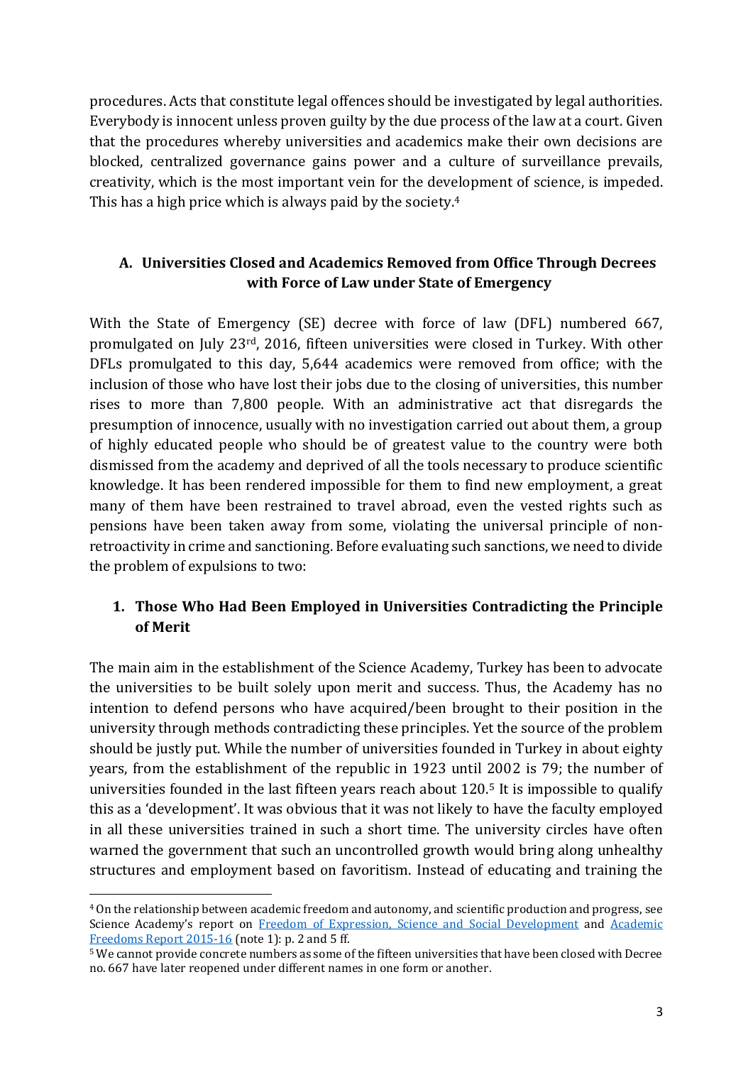procedures. Acts that constitute legal offences should be investigated by legal authorities. Everybody is innocent unless proven guilty by the due process of the law at a court. Given that the procedures whereby universities and academics make their own decisions are blocked, centralized governance gains power and a culture of surveillance prevails, creativity, which is the most important vein for the development of science, is impeded. This has a high price which is always paid by the society.[4]

## A. Universities Closed and Academics Removed from Office Through Decrees with Force of Law under State of Emergency

With the State of Emergency (SE) decree with force of law (DFL) numbered 667, promulgated on July 23rd, 2016, fifteen universities were closed in Turkey. With other DFLs promulgated to this day, 5,644 academics were removed from office; with the inclusion of those who have lost their jobs due to the closing of universities, this number rises to more than 7,800 people. With an administrative act that disregards the presumption of innocence, usually with no investigation carried out about them, a group of highly educated people who should be of greatest value to the country were both dismissed from the academy and deprived of all the tools necessary to produce scientific knowledge. It has been rendered impossible for them to find new employment, a great many of them have been restrained to travel abroad, even the vested rights such as pensions have been taken away from some, violating the universal principle of non-retroactivity in crime and sanctioning. Before evaluating such sanctions, we need to divide the problem of expulsions to two:

### 1. Those Who Had Been Employed in Universities Contradicting the Principle of Merit

The main aim in the establishment of the Science Academy, Turkey has been to advocate the universities to be built solely upon merit and success. Thus, the Academy has no intention to defend persons who have acquired/been brought to their position in the university through methods contradicting these principles. Yet the source of the problem should be justly put. While the number of universities founded in Turkey in about eighty years, from the establishment of the republic in 1923 until 2002 is 79; the number of universities founded in the last fifteen years reach about 120.[5] It is impossible to qualify this as a 'development'. It was obvious that it was not likely to have the faculty employed in all these universities trained in such a short time. The university circles have often warned the government that such an uncontrolled growth would bring along unhealthy structures and employment based on favoritism. Instead of educating and training the

---

[4] On the relationship between academic freedom and autonomy, and scientific production and progress, see Science Academy's report on Freedom of Expression, Science and Social Development and Academic Freedoms Report 2015-16 (note 1): p. 2 and 5 ff.

[5] We cannot provide concrete numbers as some of the fifteen universities that have been closed with Decree no. 667 have later reopened under different names in one form or another.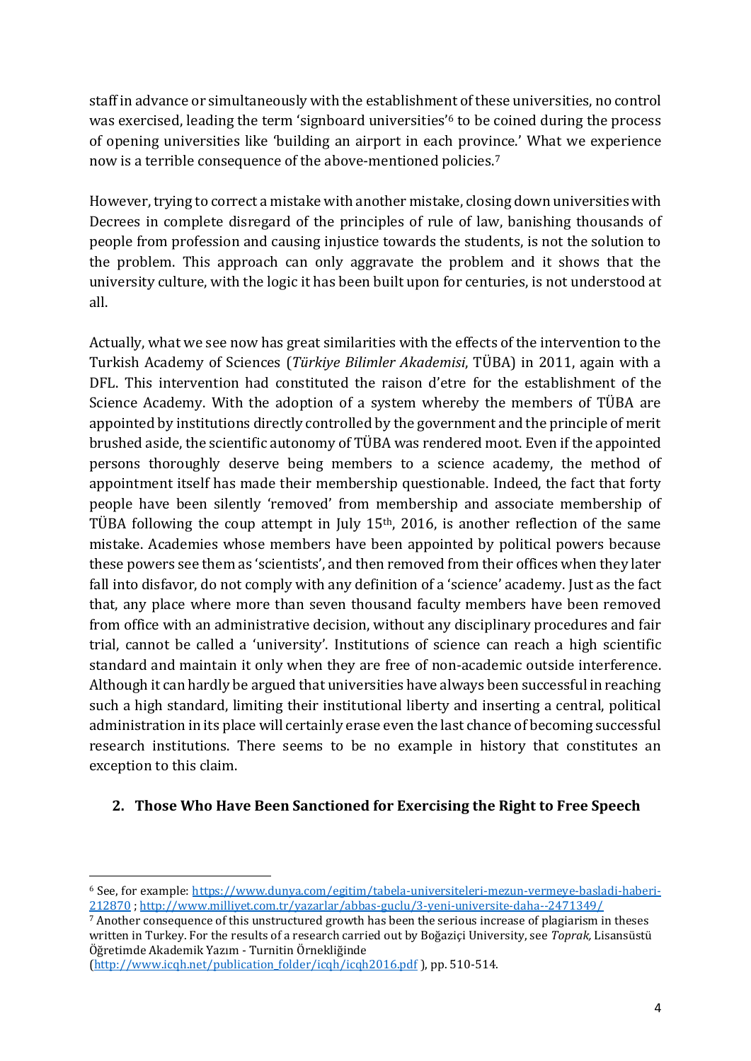staff in advance or simultaneously with the establishment of these universities, no control was exercised, leading the term 'signboard universities'[6] to be coined during the process of opening universities like 'building an airport in each province.' What we experience now is a terrible consequence of the above-mentioned policies.[7]

However, trying to correct a mistake with another mistake, closing down universities with Decrees in complete disregard of the principles of rule of law, banishing thousands of people from profession and causing injustice towards the students, is not the solution to the problem. This approach can only aggravate the problem and it shows that the university culture, with the logic it has been built upon for centuries, is not understood at all.

Actually, what we see now has great similarities with the effects of the intervention to the Turkish Academy of Sciences (*Türkiye Bilimler Akademisi*, TÜBA) in 2011, again with a DFL. This intervention had constituted the raison d'etre for the establishment of the Science Academy. With the adoption of a system whereby the members of TÜBA are appointed by institutions directly controlled by the government and the principle of merit brushed aside, the scientific autonomy of TÜBA was rendered moot. Even if the appointed persons thoroughly deserve being members to a science academy, the method of appointment itself has made their membership questionable. Indeed, the fact that forty people have been silently 'removed' from membership and associate membership of TÜBA following the coup attempt in July 15th, 2016, is another reflection of the same mistake. Academies whose members have been appointed by political powers because these powers see them as 'scientists', and then removed from their offices when they later fall into disfavor, do not comply with any definition of a 'science' academy. Just as the fact that, any place where more than seven thousand faculty members have been removed from office with an administrative decision, without any disciplinary procedures and fair trial, cannot be called a 'university'. Institutions of science can reach a high scientific standard and maintain it only when they are free of non-academic outside interference. Although it can hardly be argued that universities have always been successful in reaching such a high standard, limiting their institutional liberty and inserting a central, political administration in its place will certainly erase even the last chance of becoming successful research institutions. There seems to be no example in history that constitutes an exception to this claim.

## 2. Those Who Have Been Sanctioned for Exercising the Right to Free Speech

---

[6] See, for example: https://www.dunya.com/egitim/tabela-universiteleri-mezun-vermeye-basladi-haberi-212870 ; http://www.milliyet.com.tr/yazarlar/abbas-guclu/3-yeni-universite-daha--2471349/

[7] Another consequence of this unstructured growth has been the serious increase of plagiarism in theses written in Turkey. For the results of a research carried out by Boğaziçi University, see *Toprak,* Lisansüstü Öğretimde Akademik Yazım - Turnitin Örnekliğinde (http://www.icqh.net/publication_folder/icqh/icqh2016.pdf ), pp. 510-514.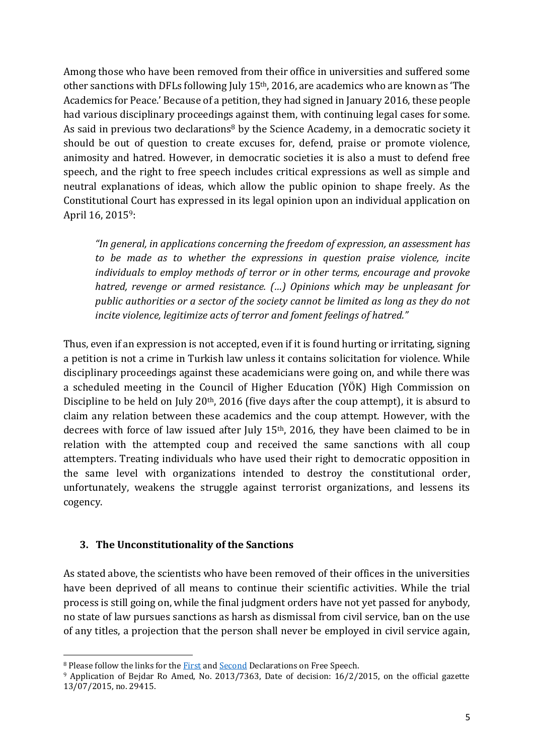Among those who have been removed from their office in universities and suffered some other sanctions with DFLs following July 15th, 2016, are academics who are known as 'The Academics for Peace.' Because of a petition, they had signed in January 2016, these people had various disciplinary proceedings against them, with continuing legal cases for some. As said in previous two declarations[8] by the Science Academy, in a democratic society it should be out of question to create excuses for, defend, praise or promote violence, animosity and hatred. However, in democratic societies it is also a must to defend free speech, and the right to free speech includes critical expressions as well as simple and neutral explanations of ideas, which allow the public opinion to shape freely. As the Constitutional Court has expressed in its legal opinion upon an individual application on April 16, 2015[9]:

> *"In general, in applications concerning the freedom of expression, an assessment has to be made as to whether the expressions in question praise violence, incite individuals to employ methods of terror or in other terms, encourage and provoke hatred, revenge or armed resistance. (…) Opinions which may be unpleasant for public authorities or a sector of the society cannot be limited as long as they do not incite violence, legitimize acts of terror and foment feelings of hatred."*

Thus, even if an expression is not accepted, even if it is found hurting or irritating, signing a petition is not a crime in Turkish law unless it contains solicitation for violence. While disciplinary proceedings against these academicians were going on, and while there was a scheduled meeting in the Council of Higher Education (YÖK) High Commission on Discipline to be held on July 20th, 2016 (five days after the coup attempt), it is absurd to claim any relation between these academics and the coup attempt. However, with the decrees with force of law issued after July 15th, 2016, they have been claimed to be in relation with the attempted coup and received the same sanctions with all coup attempters. Treating individuals who have used their right to democratic opposition in the same level with organizations intended to destroy the constitutional order, unfortunately, weakens the struggle against terrorist organizations, and lessens its cogency.

### 3. The Unconstitutionality of the Sanctions

As stated above, the scientists who have been removed of their offices in the universities have been deprived of all means to continue their scientific activities. While the trial process is still going on, while the final judgment orders have not yet passed for anybody, no state of law pursues sanctions as harsh as dismissal from civil service, ban on the use of any titles, a projection that the person shall never be employed in civil service again,

---

[8] Please follow the links for the First and Second Declarations on Free Speech.

[9] Application of Bejdar Ro Amed, No. 2013/7363, Date of decision: 16/2/2015, on the official gazette 13/07/2015, no. 29415.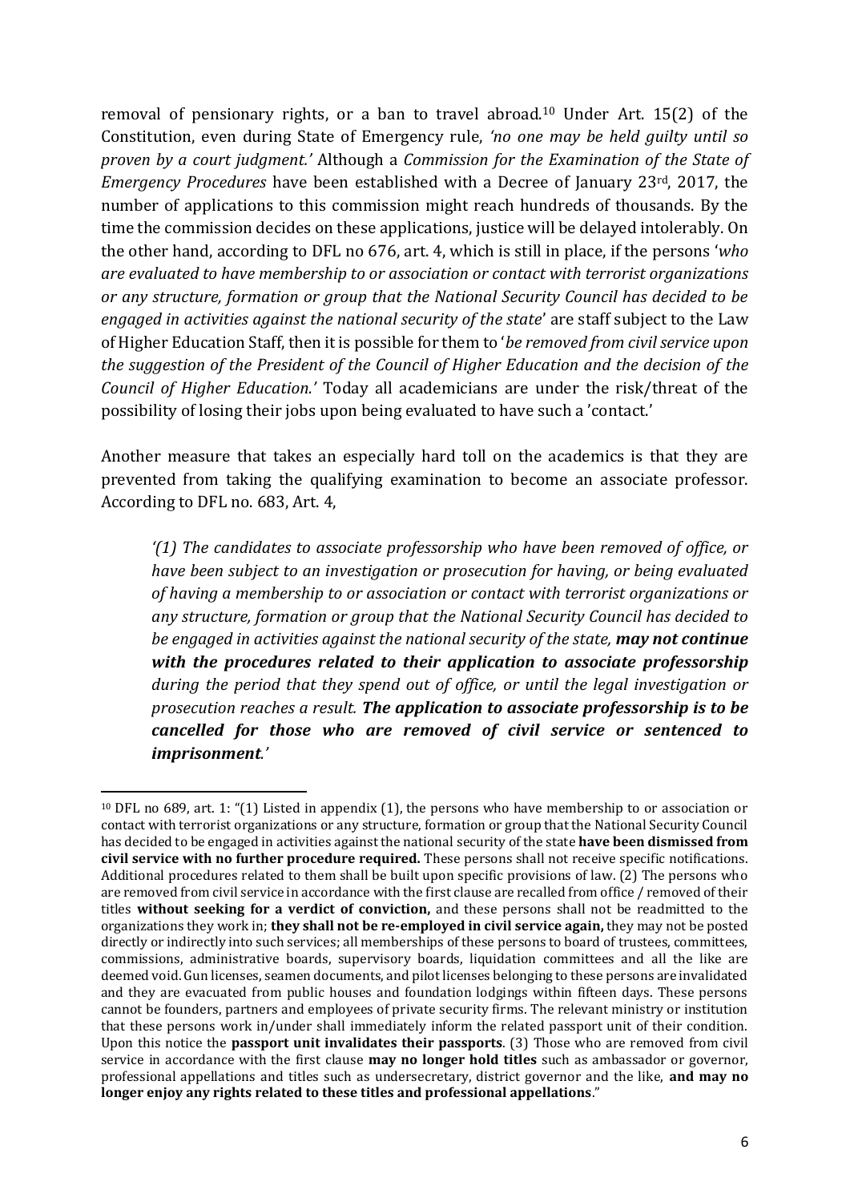removal of pensionary rights, or a ban to travel abroad.[10] Under Art. 15(2) of the Constitution, even during State of Emergency rule, *'no one may be held guilty until so proven by a court judgment.'* Although a *Commission for the Examination of the State of Emergency Procedures* have been established with a Decree of January 23rd, 2017, the number of applications to this commission might reach hundreds of thousands. By the time the commission decides on these applications, justice will be delayed intolerably. On the other hand, according to DFL no 676, art. 4, which is still in place, if the persons '*who are evaluated to have membership to or association or contact with terrorist organizations or any structure, formation or group that the National Security Council has decided to be engaged in activities against the national security of the state*' are staff subject to the Law of Higher Education Staff, then it is possible for them to '*be removed from civil service upon the suggestion of the President of the Council of Higher Education and the decision of the Council of Higher Education.'* Today all academicians are under the risk/threat of the possibility of losing their jobs upon being evaluated to have such a 'contact.'

Another measure that takes an especially hard toll on the academics is that they are prevented from taking the qualifying examination to become an associate professor. According to DFL no. 683, Art. 4,

> *'(1) The candidates to associate professorship who have been removed of office, or have been subject to an investigation or prosecution for having, or being evaluated of having a membership to or association or contact with terrorist organizations or any structure, formation or group that the National Security Council has decided to be engaged in activities against the national security of the state, **may not continue with the procedures related to their application to associate professorship** during the period that they spend out of office, or until the legal investigation or prosecution reaches a result. **The application to associate professorship is to be cancelled for those who are removed of civil service or sentenced to imprisonment**.'*

---

[10] DFL no 689, art. 1: "(1) Listed in appendix (1), the persons who have membership to or association or contact with terrorist organizations or any structure, formation or group that the National Security Council has decided to be engaged in activities against the national security of the state **have been dismissed from civil service with no further procedure required.** These persons shall not receive specific notifications. Additional procedures related to them shall be built upon specific provisions of law. (2) The persons who are removed from civil service in accordance with the first clause are recalled from office / removed of their titles **without seeking for a verdict of conviction,** and these persons shall not be readmitted to the organizations they work in; **they shall not be re-employed in civil service again,** they may not be posted directly or indirectly into such services; all memberships of these persons to board of trustees, committees, commissions, administrative boards, supervisory boards, liquidation committees and all the like are deemed void. Gun licenses, seamen documents, and pilot licenses belonging to these persons are invalidated and they are evacuated from public houses and foundation lodgings within fifteen days. These persons cannot be founders, partners and employees of private security firms. The relevant ministry or institution that these persons work in/under shall immediately inform the related passport unit of their condition. Upon this notice the **passport unit invalidates their passports**. (3) Those who are removed from civil service in accordance with the first clause **may no longer hold titles** such as ambassador or governor, professional appellations and titles such as undersecretary, district governor and the like, **and may no longer enjoy any rights related to these titles and professional appellations**."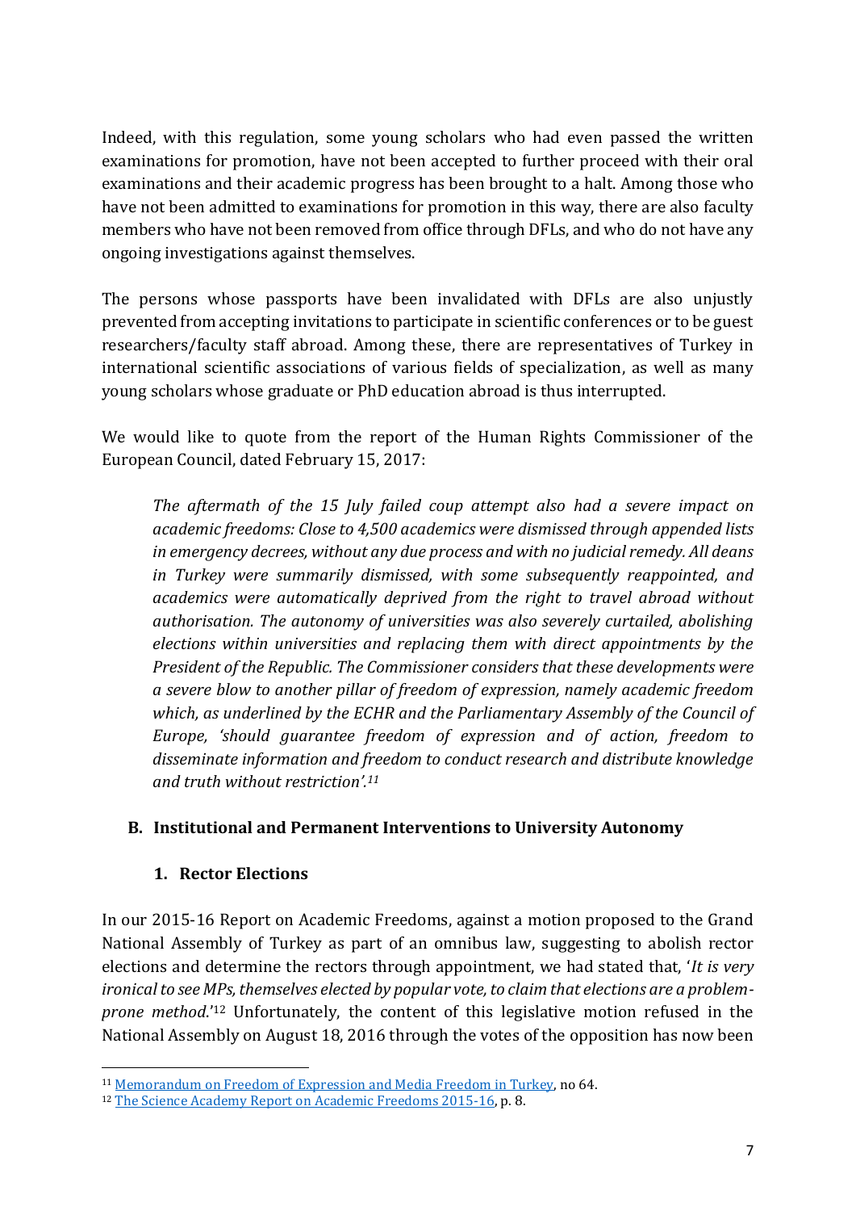Indeed, with this regulation, some young scholars who had even passed the written examinations for promotion, have not been accepted to further proceed with their oral examinations and their academic progress has been brought to a halt. Among those who have not been admitted to examinations for promotion in this way, there are also faculty members who have not been removed from office through DFLs, and who do not have any ongoing investigations against themselves.

The persons whose passports have been invalidated with DFLs are also unjustly prevented from accepting invitations to participate in scientific conferences or to be guest researchers/faculty staff abroad. Among these, there are representatives of Turkey in international scientific associations of various fields of specialization, as well as many young scholars whose graduate or PhD education abroad is thus interrupted.

We would like to quote from the report of the Human Rights Commissioner of the European Council, dated February 15, 2017:

> *The aftermath of the 15 July failed coup attempt also had a severe impact on academic freedoms: Close to 4,500 academics were dismissed through appended lists in emergency decrees, without any due process and with no judicial remedy. All deans in Turkey were summarily dismissed, with some subsequently reappointed, and academics were automatically deprived from the right to travel abroad without authorisation. The autonomy of universities was also severely curtailed, abolishing elections within universities and replacing them with direct appointments by the President of the Republic. The Commissioner considers that these developments were a severe blow to another pillar of freedom of expression, namely academic freedom which, as underlined by the ECHR and the Parliamentary Assembly of the Council of Europe, 'should guarantee freedom of expression and of action, freedom to disseminate information and freedom to conduct research and distribute knowledge and truth without restriction'.*[11]

## B. Institutional and Permanent Interventions to University Autonomy

### 1. Rector Elections

In our 2015-16 Report on Academic Freedoms, against a motion proposed to the Grand National Assembly of Turkey as part of an omnibus law, suggesting to abolish rector elections and determine the rectors through appointment, we had stated that, '*It is very ironical to see MPs, themselves elected by popular vote, to claim that elections are a problem-prone method*.'[12] Unfortunately, the content of this legislative motion refused in the National Assembly on August 18, 2016 through the votes of the opposition has now been

---

[11] Memorandum on Freedom of Expression and Media Freedom in Turkey, no 64.

[12] The Science Academy Report on Academic Freedoms 2015-16, p. 8.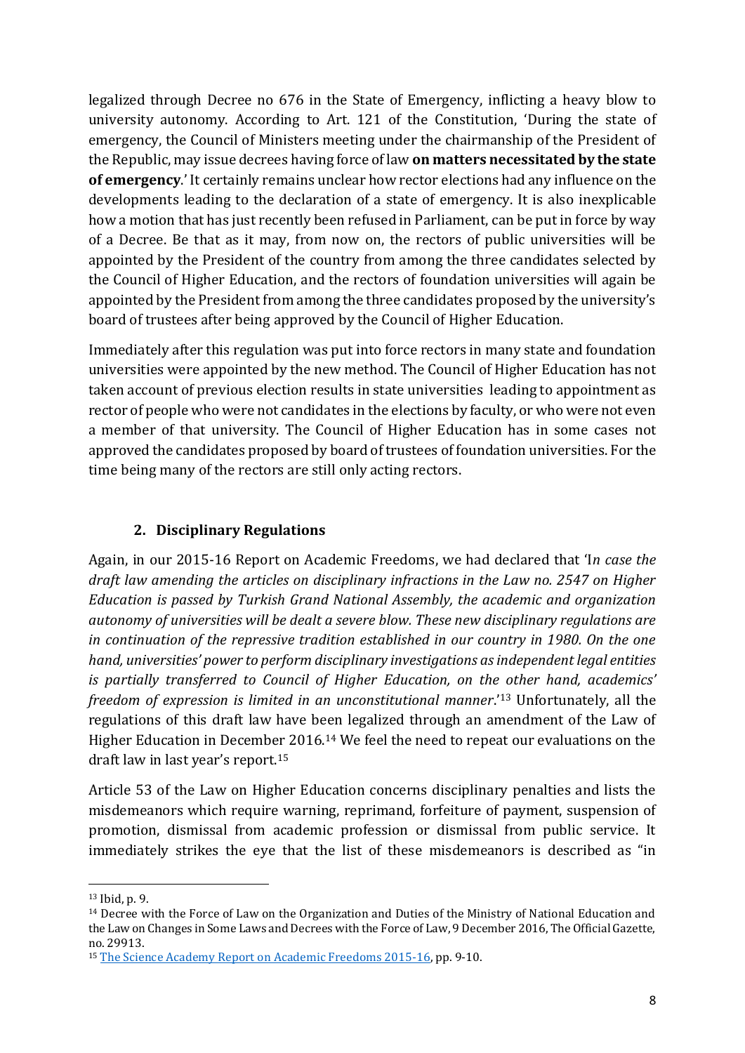legalized through Decree no 676 in the State of Emergency, inflicting a heavy blow to university autonomy. According to Art. 121 of the Constitution, 'During the state of emergency, the Council of Ministers meeting under the chairmanship of the President of the Republic, may issue decrees having force of law **on matters necessitated by the state of emergency**.' It certainly remains unclear how rector elections had any influence on the developments leading to the declaration of a state of emergency. It is also inexplicable how a motion that has just recently been refused in Parliament, can be put in force by way of a Decree. Be that as it may, from now on, the rectors of public universities will be appointed by the President of the country from among the three candidates selected by the Council of Higher Education, and the rectors of foundation universities will again be appointed by the President from among the three candidates proposed by the university's board of trustees after being approved by the Council of Higher Education.

Immediately after this regulation was put into force rectors in many state and foundation universities were appointed by the new method. The Council of Higher Education has not taken account of previous election results in state universities leading to appointment as rector of people who were not candidates in the elections by faculty, or who were not even a member of that university. The Council of Higher Education has in some cases not approved the candidates proposed by board of trustees of foundation universities. For the time being many of the rectors are still only acting rectors.

## 2. Disciplinary Regulations

Again, in our 2015-16 Report on Academic Freedoms, we had declared that '*In case the draft law amending the articles on disciplinary infractions in the Law no. 2547 on Higher Education is passed by Turkish Grand National Assembly, the academic and organization autonomy of universities will be dealt a severe blow. These new disciplinary regulations are in continuation of the repressive tradition established in our country in 1980. On the one hand, universities' power to perform disciplinary investigations as independent legal entities is partially transferred to Council of Higher Education, on the other hand, academics' freedom of expression is limited in an unconstitutional manner*.'[13] Unfortunately, all the regulations of this draft law have been legalized through an amendment of the Law of Higher Education in December 2016.[14] We feel the need to repeat our evaluations on the draft law in last year's report.[15]

Article 53 of the Law on Higher Education concerns disciplinary penalties and lists the misdemeanors which require warning, reprimand, forfeiture of payment, suspension of promotion, dismissal from academic profession or dismissal from public service. It immediately strikes the eye that the list of these misdemeanors is described as "in

---

[13] Ibid, p. 9.

[14] Decree with the Force of Law on the Organization and Duties of the Ministry of National Education and the Law on Changes in Some Laws and Decrees with the Force of Law, 9 December 2016, The Official Gazette, no. 29913.

[15] The Science Academy Report on Academic Freedoms 2015-16, pp. 9-10.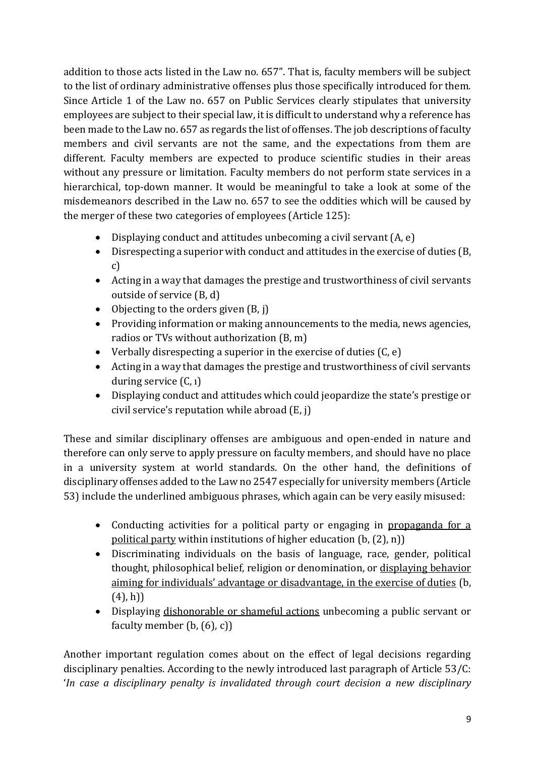addition to those acts listed in the Law no. 657". That is, faculty members will be subject to the list of ordinary administrative offenses plus those specifically introduced for them. Since Article 1 of the Law no. 657 on Public Services clearly stipulates that university employees are subject to their special law, it is difficult to understand why a reference has been made to the Law no. 657 as regards the list of offenses. The job descriptions of faculty members and civil servants are not the same, and the expectations from them are different. Faculty members are expected to produce scientific studies in their areas without any pressure or limitation. Faculty members do not perform state services in a hierarchical, top-down manner. It would be meaningful to take a look at some of the misdemeanors described in the Law no. 657 to see the oddities which will be caused by the merger of these two categories of employees (Article 125):

- Displaying conduct and attitudes unbecoming a civil servant (A, e)
- Disrespecting a superior with conduct and attitudes in the exercise of duties (B, c)
- Acting in a way that damages the prestige and trustworthiness of civil servants outside of service (B, d)
- Objecting to the orders given (B, j)
- Providing information or making announcements to the media, news agencies, radios or TVs without authorization (B, m)
- Verbally disrespecting a superior in the exercise of duties (C, e)
- Acting in a way that damages the prestige and trustworthiness of civil servants during service (C, ı)
- Displaying conduct and attitudes which could jeopardize the state's prestige or civil service's reputation while abroad (E, j)

These and similar disciplinary offenses are ambiguous and open-ended in nature and therefore can only serve to apply pressure on faculty members, and should have no place in a university system at world standards. On the other hand, the definitions of disciplinary offenses added to the Law no 2547 especially for university members (Article 53) include the underlined ambiguous phrases, which again can be very easily misused:

- Conducting activities for a political party or engaging in <u>propaganda for a political party</u> within institutions of higher education (b, (2), n))
- Discriminating individuals on the basis of language, race, gender, political thought, philosophical belief, religion or denomination, or <u>displaying behavior aiming for individuals' advantage or disadvantage, in the exercise of duties</u> (b, (4), h))
- Displaying <u>dishonorable or shameful actions</u> unbecoming a public servant or faculty member (b, (6), c))

Another important regulation comes about on the effect of legal decisions regarding disciplinary penalties. According to the newly introduced last paragraph of Article 53/C: '*In case a disciplinary penalty is invalidated through court decision a new disciplinary*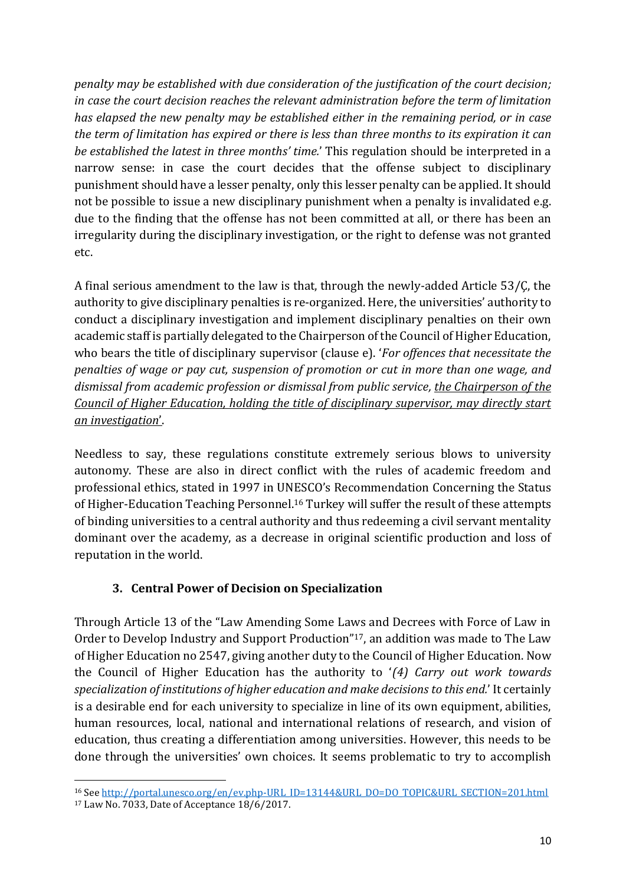*penalty may be established with due consideration of the justification of the court decision; in case the court decision reaches the relevant administration before the term of limitation has elapsed the new penalty may be established either in the remaining period, or in case the term of limitation has expired or there is less than three months to its expiration it can be established the latest in three months' time.*' This regulation should be interpreted in a narrow sense: in case the court decides that the offense subject to disciplinary punishment should have a lesser penalty, only this lesser penalty can be applied. It should not be possible to issue a new disciplinary punishment when a penalty is invalidated e.g. due to the finding that the offense has not been committed at all, or there has been an irregularity during the disciplinary investigation, or the right to defense was not granted etc.

A final serious amendment to the law is that, through the newly-added Article 53/Ç, the authority to give disciplinary penalties is re-organized. Here, the universities' authority to conduct a disciplinary investigation and implement disciplinary penalties on their own academic staff is partially delegated to the Chairperson of the Council of Higher Education, who bears the title of disciplinary supervisor (clause e). '*For offences that necessitate the penalties of wage or pay cut, suspension of promotion or cut in more than one wage, and dismissal from academic profession or dismissal from public service, <u>the Chairperson of the Council of Higher Education, holding the title of disciplinary supervisor, may directly start an investigation</u>*'.

Needless to say, these regulations constitute extremely serious blows to university autonomy. These are also in direct conflict with the rules of academic freedom and professional ethics, stated in 1997 in UNESCO's Recommendation Concerning the Status of Higher-Education Teaching Personnel.[16] Turkey will suffer the result of these attempts of binding universities to a central authority and thus redeeming a civil servant mentality dominant over the academy, as a decrease in original scientific production and loss of reputation in the world.

### 3. Central Power of Decision on Specialization

Through Article 13 of the "Law Amending Some Laws and Decrees with Force of Law in Order to Develop Industry and Support Production"[17], an addition was made to The Law of Higher Education no 2547, giving another duty to the Council of Higher Education. Now the Council of Higher Education has the authority to '*(4) Carry out work towards specialization of institutions of higher education and make decisions to this end.*' It certainly is a desirable end for each university to specialize in line of its own equipment, abilities, human resources, local, national and international relations of research, and vision of education, thus creating a differentiation among universities. However, this needs to be done through the universities' own choices. It seems problematic to try to accomplish

---

[16] See http://portal.unesco.org/en/ev.php-URL_ID=13144&URL_DO=DO_TOPIC&URL_SECTION=201.html

[17] Law No. 7033, Date of Acceptance 18/6/2017.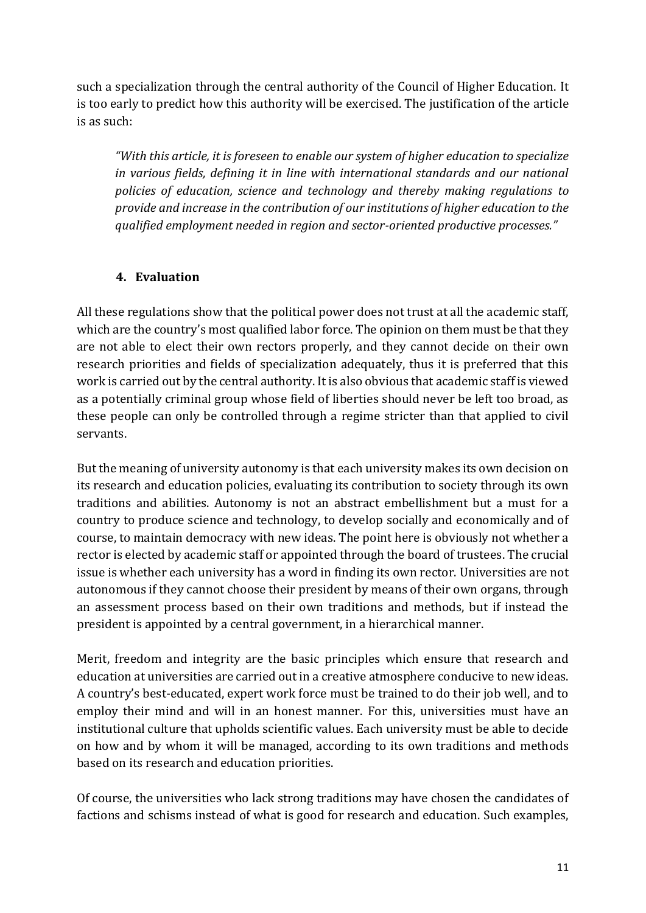such a specialization through the central authority of the Council of Higher Education. It is too early to predict how this authority will be exercised. The justification of the article is as such:

> *"With this article, it is foreseen to enable our system of higher education to specialize in various fields, defining it in line with international standards and our national policies of education, science and technology and thereby making regulations to provide and increase in the contribution of our institutions of higher education to the qualified employment needed in region and sector-oriented productive processes."*

## 4. Evaluation

All these regulations show that the political power does not trust at all the academic staff, which are the country's most qualified labor force. The opinion on them must be that they are not able to elect their own rectors properly, and they cannot decide on their own research priorities and fields of specialization adequately, thus it is preferred that this work is carried out by the central authority. It is also obvious that academic staff is viewed as a potentially criminal group whose field of liberties should never be left too broad, as these people can only be controlled through a regime stricter than that applied to civil servants.

But the meaning of university autonomy is that each university makes its own decision on its research and education policies, evaluating its contribution to society through its own traditions and abilities. Autonomy is not an abstract embellishment but a must for a country to produce science and technology, to develop socially and economically and of course, to maintain democracy with new ideas. The point here is obviously not whether a rector is elected by academic staff or appointed through the board of trustees. The crucial issue is whether each university has a word in finding its own rector. Universities are not autonomous if they cannot choose their president by means of their own organs, through an assessment process based on their own traditions and methods, but if instead the president is appointed by a central government, in a hierarchical manner.

Merit, freedom and integrity are the basic principles which ensure that research and education at universities are carried out in a creative atmosphere conducive to new ideas. A country's best-educated, expert work force must be trained to do their job well, and to employ their mind and will in an honest manner. For this, universities must have an institutional culture that upholds scientific values. Each university must be able to decide on how and by whom it will be managed, according to its own traditions and methods based on its research and education priorities.

Of course, the universities who lack strong traditions may have chosen the candidates of factions and schisms instead of what is good for research and education. Such examples,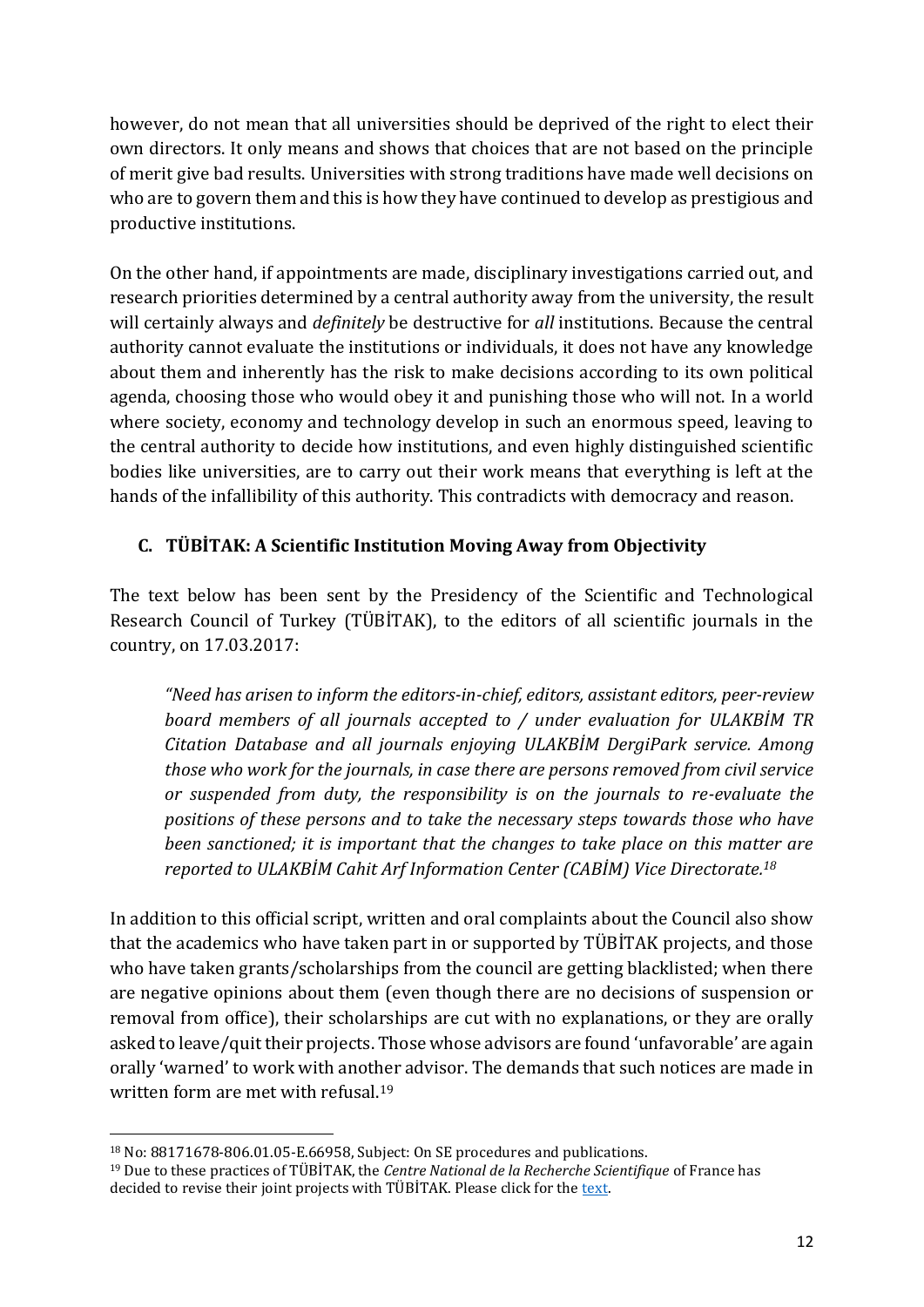however, do not mean that all universities should be deprived of the right to elect their own directors. It only means and shows that choices that are not based on the principle of merit give bad results. Universities with strong traditions have made well decisions on who are to govern them and this is how they have continued to develop as prestigious and productive institutions.

On the other hand, if appointments are made, disciplinary investigations carried out, and research priorities determined by a central authority away from the university, the result will certainly always and *definitely* be destructive for *all* institutions. Because the central authority cannot evaluate the institutions or individuals, it does not have any knowledge about them and inherently has the risk to make decisions according to its own political agenda, choosing those who would obey it and punishing those who will not. In a world where society, economy and technology develop in such an enormous speed, leaving to the central authority to decide how institutions, and even highly distinguished scientific bodies like universities, are to carry out their work means that everything is left at the hands of the infallibility of this authority. This contradicts with democracy and reason.

### C. TÜBİTAK: A Scientific Institution Moving Away from Objectivity

The text below has been sent by the Presidency of the Scientific and Technological Research Council of Turkey (TÜBİTAK), to the editors of all scientific journals in the country, on 17.03.2017:

> *"Need has arisen to inform the editors-in-chief, editors, assistant editors, peer-review board members of all journals accepted to / under evaluation for ULAKBİM TR Citation Database and all journals enjoying ULAKBİM DergiPark service. Among those who work for the journals, in case there are persons removed from civil service or suspended from duty, the responsibility is on the journals to re-evaluate the positions of these persons and to take the necessary steps towards those who have been sanctioned; it is important that the changes to take place on this matter are reported to ULAKBİM Cahit Arf Information Center (CABİM) Vice Directorate.*[18]

In addition to this official script, written and oral complaints about the Council also show that the academics who have taken part in or supported by TÜBİTAK projects, and those who have taken grants/scholarships from the council are getting blacklisted; when there are negative opinions about them (even though there are no decisions of suspension or removal from office), their scholarships are cut with no explanations, or they are orally asked to leave/quit their projects. Those whose advisors are found 'unfavorable' are again orally 'warned' to work with another advisor. The demands that such notices are made in written form are met with refusal.[19]

---

[18] No: 88171678-806.01.05-E.66958, Subject: On SE procedures and publications.

[19] Due to these practices of TÜBİTAK, the *Centre National de la Recherche Scientifique* of France has decided to revise their joint projects with TÜBİTAK. Please click for the text.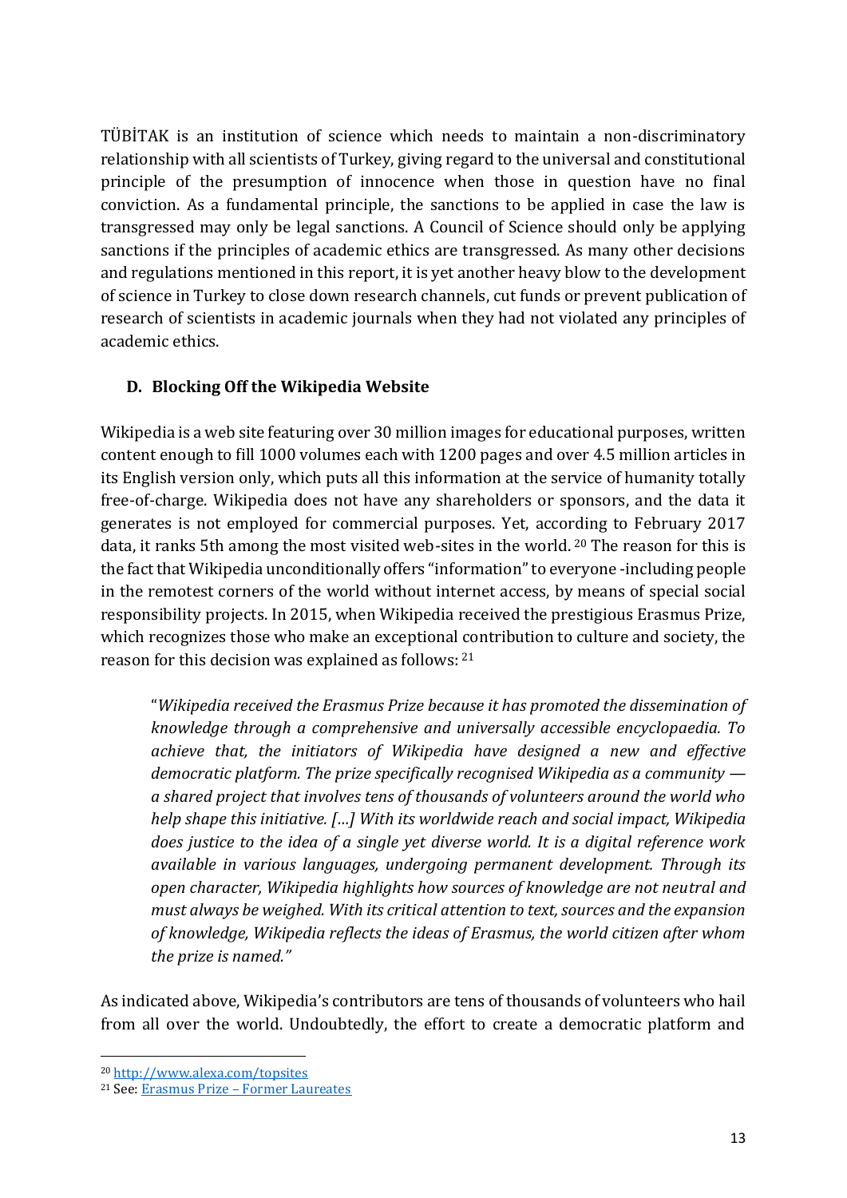TÜBİTAK is an institution of science which needs to maintain a non-discriminatory relationship with all scientists of Turkey, giving regard to the universal and constitutional principle of the presumption of innocence when those in question have no final conviction. As a fundamental principle, the sanctions to be applied in case the law is transgressed may only be legal sanctions. A Council of Science should only be applying sanctions if the principles of academic ethics are transgressed. As many other decisions and regulations mentioned in this report, it is yet another heavy blow to the development of science in Turkey to close down research channels, cut funds or prevent publication of research of scientists in academic journals when they had not violated any principles of academic ethics.

### D. Blocking Off the Wikipedia Website

Wikipedia is a web site featuring over 30 million images for educational purposes, written content enough to fill 1000 volumes each with 1200 pages and over 4.5 million articles in its English version only, which puts all this information at the service of humanity totally free-of-charge. Wikipedia does not have any shareholders or sponsors, and the data it generates is not employed for commercial purposes. Yet, according to February 2017 data, it ranks 5th among the most visited web-sites in the world. [20] The reason for this is the fact that Wikipedia unconditionally offers "information" to everyone -including people in the remotest corners of the world without internet access, by means of special social responsibility projects. In 2015, when Wikipedia received the prestigious Erasmus Prize, which recognizes those who make an exceptional contribution to culture and society, the reason for this decision was explained as follows: [21]

> "*Wikipedia received the Erasmus Prize because it has promoted the dissemination of knowledge through a comprehensive and universally accessible encyclopaedia. To achieve that, the initiators of Wikipedia have designed a new and effective democratic platform. The prize specifically recognised Wikipedia as a community — a shared project that involves tens of thousands of volunteers around the world who help shape this initiative. […] With its worldwide reach and social impact, Wikipedia does justice to the idea of a single yet diverse world. It is a digital reference work available in various languages, undergoing permanent development. Through its open character, Wikipedia highlights how sources of knowledge are not neutral and must always be weighed. With its critical attention to text, sources and the expansion of knowledge, Wikipedia reflects the ideas of Erasmus, the world citizen after whom the prize is named.*"

As indicated above, Wikipedia's contributors are tens of thousands of volunteers who hail from all over the world. Undoubtedly, the effort to create a democratic platform and

---

[20] http://www.alexa.com/topsites

[21] See: Erasmus Prize – Former Laureates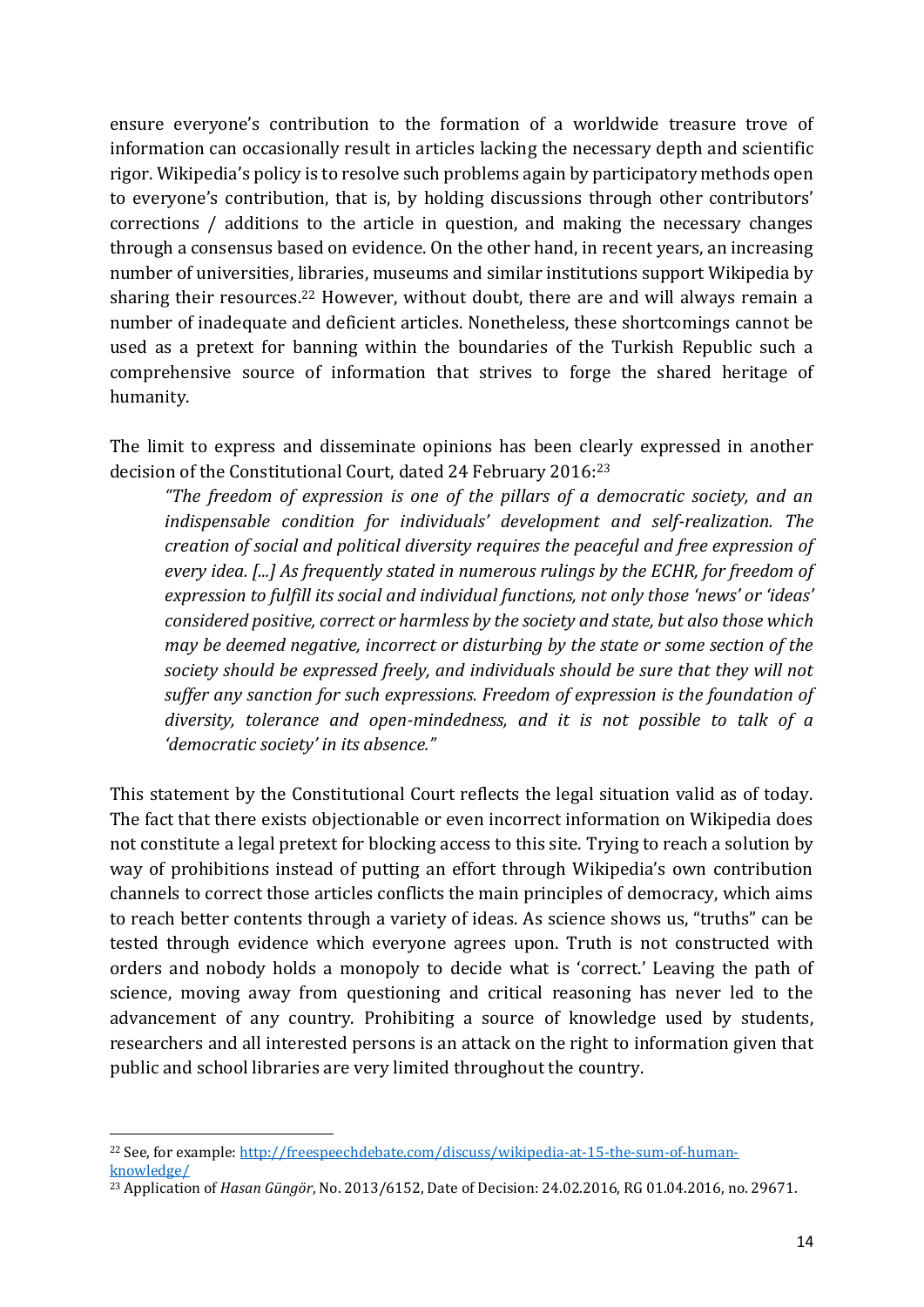ensure everyone's contribution to the formation of a worldwide treasure trove of information can occasionally result in articles lacking the necessary depth and scientific rigor. Wikipedia's policy is to resolve such problems again by participatory methods open to everyone's contribution, that is, by holding discussions through other contributors' corrections / additions to the article in question, and making the necessary changes through a consensus based on evidence. On the other hand, in recent years, an increasing number of universities, libraries, museums and similar institutions support Wikipedia by sharing their resources.[22] However, without doubt, there are and will always remain a number of inadequate and deficient articles. Nonetheless, these shortcomings cannot be used as a pretext for banning within the boundaries of the Turkish Republic such a comprehensive source of information that strives to forge the shared heritage of humanity.

The limit to express and disseminate opinions has been clearly expressed in another decision of the Constitutional Court, dated 24 February 2016:[23]

> *"The freedom of expression is one of the pillars of a democratic society, and an indispensable condition for individuals' development and self-realization. The creation of social and political diversity requires the peaceful and free expression of every idea. [...] As frequently stated in numerous rulings by the ECHR, for freedom of expression to fulfill its social and individual functions, not only those 'news' or 'ideas' considered positive, correct or harmless by the society and state, but also those which may be deemed negative, incorrect or disturbing by the state or some section of the society should be expressed freely, and individuals should be sure that they will not suffer any sanction for such expressions. Freedom of expression is the foundation of diversity, tolerance and open-mindedness, and it is not possible to talk of a 'democratic society' in its absence."*

This statement by the Constitutional Court reflects the legal situation valid as of today. The fact that there exists objectionable or even incorrect information on Wikipedia does not constitute a legal pretext for blocking access to this site. Trying to reach a solution by way of prohibitions instead of putting an effort through Wikipedia's own contribution channels to correct those articles conflicts the main principles of democracy, which aims to reach better contents through a variety of ideas. As science shows us, "truths" can be tested through evidence which everyone agrees upon. Truth is not constructed with orders and nobody holds a monopoly to decide what is 'correct.' Leaving the path of science, moving away from questioning and critical reasoning has never led to the advancement of any country. Prohibiting a source of knowledge used by students, researchers and all interested persons is an attack on the right to information given that public and school libraries are very limited throughout the country.

---

[22] See, for example: http://freespeechdebate.com/discuss/wikipedia-at-15-the-sum-of-human-knowledge/

[23] Application of *Hasan Güngör*, No. 2013/6152, Date of Decision: 24.02.2016, RG 01.04.2016, no. 29671.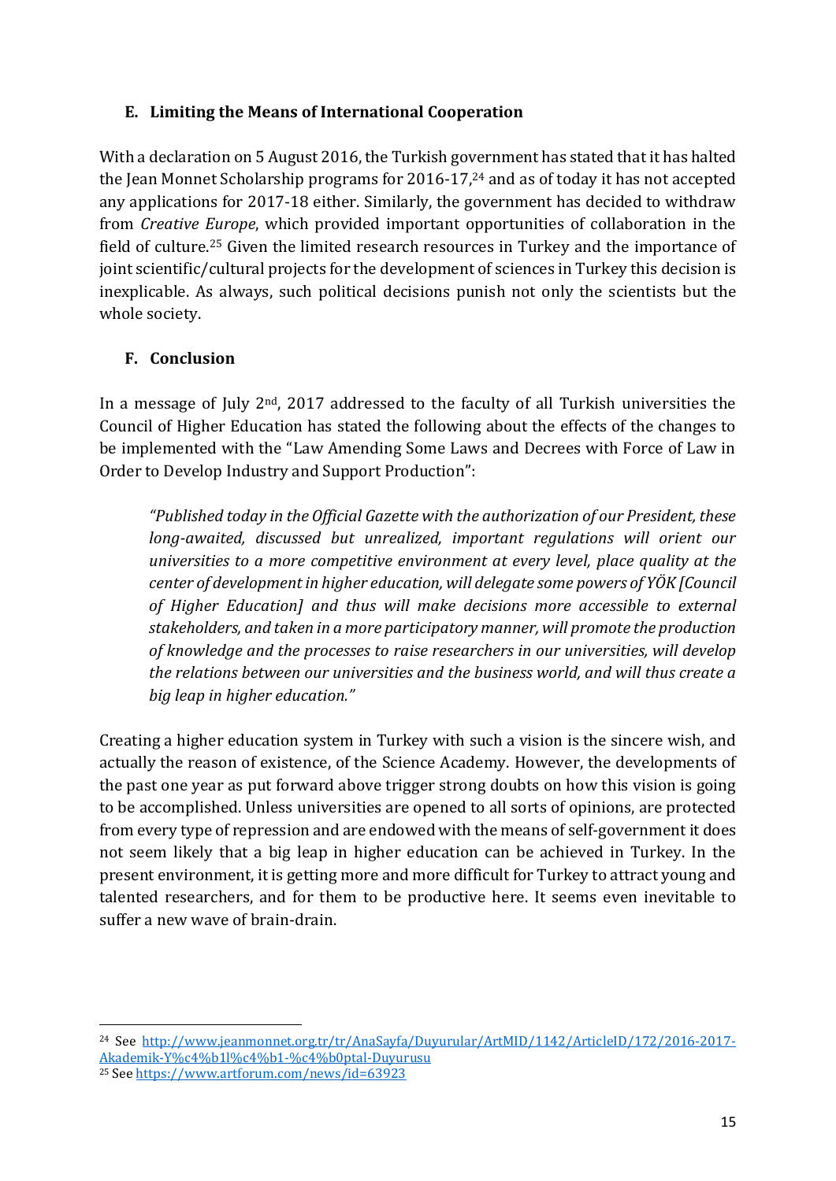## E. Limiting the Means of International Cooperation

With a declaration on 5 August 2016, the Turkish government has stated that it has halted the Jean Monnet Scholarship programs for 2016-17,[24] and as of today it has not accepted any applications for 2017-18 either. Similarly, the government has decided to withdraw from *Creative Europe*, which provided important opportunities of collaboration in the field of culture.[25] Given the limited research resources in Turkey and the importance of joint scientific/cultural projects for the development of sciences in Turkey this decision is inexplicable. As always, such political decisions punish not only the scientists but the whole society.

## F. Conclusion

In a message of July 2nd, 2017 addressed to the faculty of all Turkish universities the Council of Higher Education has stated the following about the effects of the changes to be implemented with the "Law Amending Some Laws and Decrees with Force of Law in Order to Develop Industry and Support Production":

> *"Published today in the Official Gazette with the authorization of our President, these long-awaited, discussed but unrealized, important regulations will orient our universities to a more competitive environment at every level, place quality at the center of development in higher education, will delegate some powers of YÖK [Council of Higher Education] and thus will make decisions more accessible to external stakeholders, and taken in a more participatory manner, will promote the production of knowledge and the processes to raise researchers in our universities, will develop the relations between our universities and the business world, and will thus create a big leap in higher education."*

Creating a higher education system in Turkey with such a vision is the sincere wish, and actually the reason of existence, of the Science Academy. However, the developments of the past one year as put forward above trigger strong doubts on how this vision is going to be accomplished. Unless universities are opened to all sorts of opinions, are protected from every type of repression and are endowed with the means of self-government it does not seem likely that a big leap in higher education can be achieved in Turkey. In the present environment, it is getting more and more difficult for Turkey to attract young and talented researchers, and for them to be productive here. It seems even inevitable to suffer a new wave of brain-drain.

---

[24] See http://www.jeanmonnet.org.tr/tr/AnaSayfa/Duyurular/ArtMID/1142/ArticleID/172/2016-2017-Akademik-Y%c4%b1l%c4%b1-%c4%b0ptal-Duyurusu

[25] See https://www.artforum.com/news/id=63923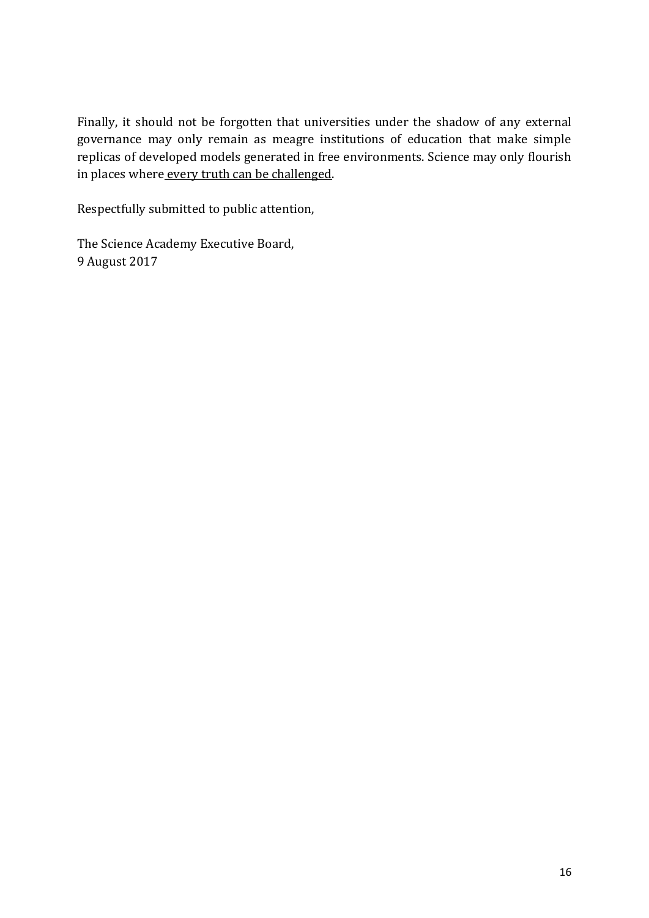Finally, it should not be forgotten that universities under the shadow of any external governance may only remain as meagre institutions of education that make simple replicas of developed models generated in free environments. Science may only flourish in places where <u>every truth can be challenged</u>.

Respectfully submitted to public attention,

The Science Academy Executive Board,
9 August 2017